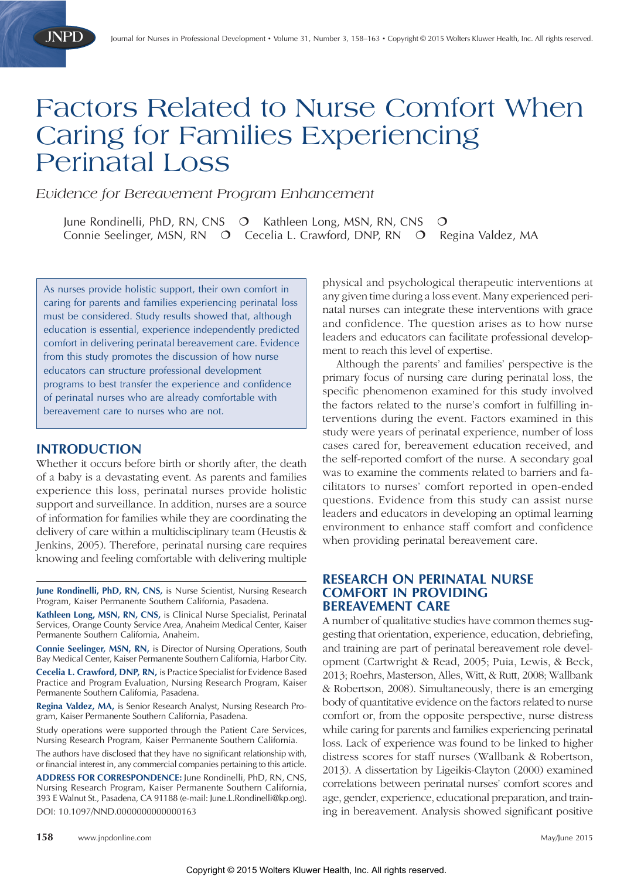# Factors Related to Nurse Comfort When Caring for Families Experiencing Perinatal Loss

*Evidence for Bereavement Program Enhancement*

June Rondinelli, PhD, RN, CNS ❍ Kathleen Long, MSN, RN, CNS ❍ Connie Seelinger, MSN, RN ❍ Cecelia L. Crawford, DNP, RN ❍ Regina Valdez, MA

As nurses provide holistic support, their own comfort in caring for parents and families experiencing perinatal loss must be considered. Study results showed that, although education is essential, experience independently predicted comfort in delivering perinatal bereavement care. Evidence from this study promotes the discussion of how nurse educators can structure professional development programs to best transfer the experience and confidence of perinatal nurses who are already comfortable with bereavement care to nurses who are not.

## INTRODUCTION

Whether it occurs before birth or shortly after, the death of a baby is a devastating event. As parents and families experience this loss, perinatal nurses provide holistic support and surveillance. In addition, nurses are a source of information for families while they are coordinating the delivery of care within a multidisciplinary team (Heustis & Jenkins, 2005). Therefore, perinatal nursing care requires knowing and feeling comfortable with delivering multiple physical and psychological therapeutic interventions at any given time during a loss event. Many experienced perinatal nurses can integrate these interventions with grace and confidence. The question arises as to how nurse leaders and educators can facilitate professional development to reach this level of expertise.

Although the parents' and families' perspective is the primary focus of nursing care during perinatal loss, the specific phenomenon examined for this study involved the factors related to the nurse's comfort in fulfilling interventions during the event. Factors examined in this study were years of perinatal experience, number of loss cases cared for, bereavement education received, and the self-reported comfort of the nurse. A secondary goal was to examine the comments related to barriers and facilitators to nurses' comfort reported in open-ended questions. Evidence from this study can assist nurse leaders and educators in developing an optimal learning environment to enhance staff comfort and confidence when providing perinatal bereavement care.

## RESEARCH ON PERINATAL NURSE COMFORT IN PROVIDING BEREAVEMENT CARE

A number of qualitative studies have common themes suggesting that orientation, experience, education, debriefing, and training are part of perinatal bereavement role development (Cartwright & Read, 2005; Puia, Lewis, & Beck, 2013; Roehrs, Masterson, Alles, Witt, & Rutt, 2008; Wallbank & Robertson, 2008). Simultaneously, there is an emerging body of quantitative evidence on the factors related to nurse comfort or, from the opposite perspective, nurse distress while caring for parents and families experiencing perinatal loss. Lack of experience was found to be linked to higher distress scores for staff nurses (Wallbank & Robertson, 2013). A dissertation by Ligeikis-Clayton (2000) examined correlations between perinatal nurses' comfort scores and age, gender, experience, educational preparation, and training in bereavement. Analysis showed significant positive

---

**June Rondinelli, PhD, RN, CNS,** is Nurse Scientist, Nursing Research Program, Kaiser Permanente Southern California, Pasadena.

**Kathleen Long, MSN, RN, CNS,** is Clinical Nurse Specialist, Perinatal Services, Orange County Service Area, Anaheim Medical Center, Kaiser Permanente Southern California, Anaheim.

**Connie Seelinger, MSN, RN,** is Director of Nursing Operations, South Bay Medical Center, Kaiser Permanente Southern California, Harbor City.

**Cecelia L. Crawford, DNP, RN,** is Practice Specialist for Evidence Based Practice and Program Evaluation, Nursing Research Program, Kaiser Permanente Southern California, Pasadena.

**Regina Valdez, MA,** is Senior Research Analyst, Nursing Research Program, Kaiser Permanente Southern California, Pasadena.

Study operations were supported through the Patient Care Services, Nursing Research Program, Kaiser Permanente Southern California.

The authors have disclosed that they have no significant relationship with, or financial interest in, any commercial companies pertaining to this article.

**ADDRESS FOR CORRESPONDENCE:** June Rondinelli, PhD, RN, CNS, Nursing Research Program, Kaiser Permanente Southern California, 393 E Walnut St., Pasadena, CA 91188 (e-mail: June.L.Rondinelli@kp.org).

DOI: 10.1097/NND.0000000000000163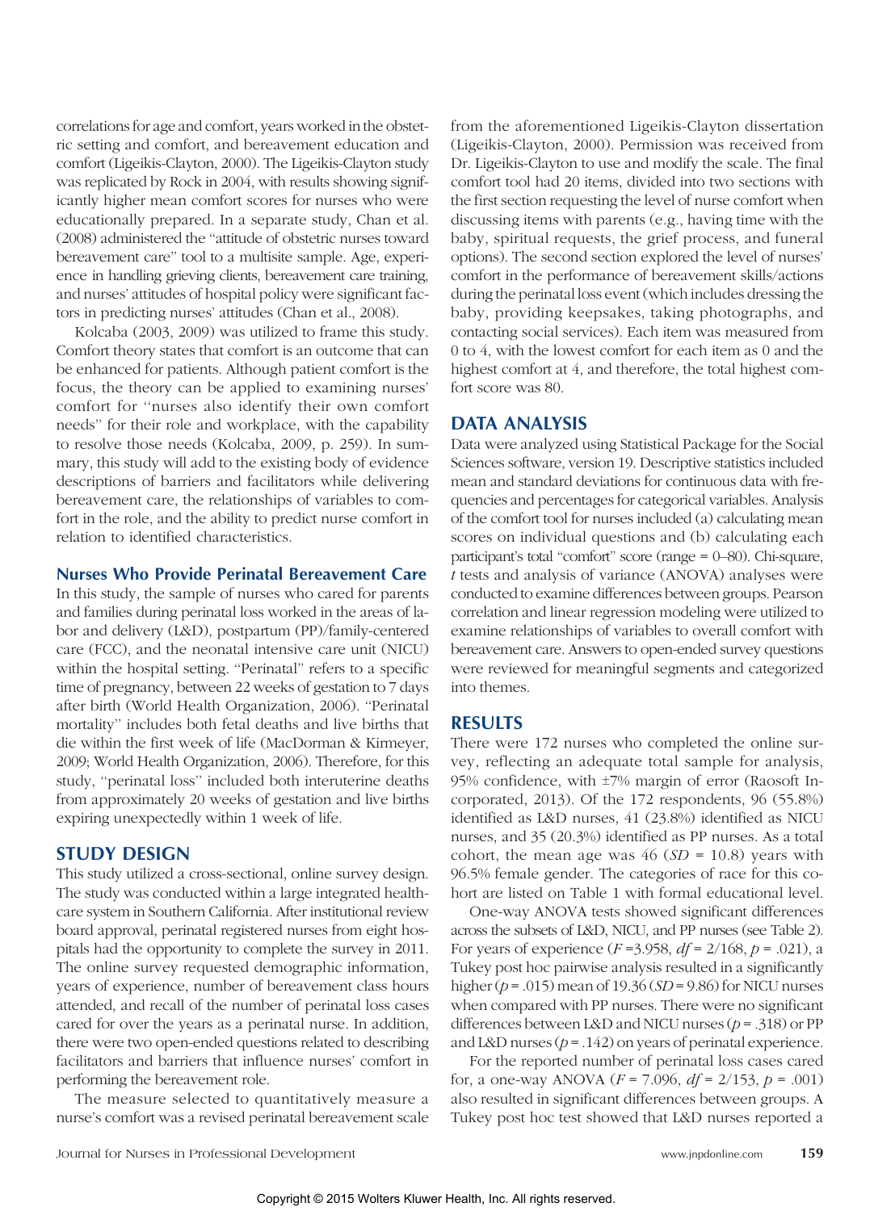correlations for age and comfort, years worked in the obstetric setting and comfort, and bereavement education and comfort (Ligeikis-Clayton, 2000). The Ligeikis-Clayton study was replicated by Rock in 2004, with results showing significantly higher mean comfort scores for nurses who were educationally prepared. In a separate study, Chan et al. (2008) administered the "attitude of obstetric nurses toward bereavement care" tool to a multisite sample. Age, experience in handling grieving clients, bereavement care training, and nurses' attitudes of hospital policy were significant factors in predicting nurses' attitudes (Chan et al., 2008).

Kolcaba (2003, 2009) was utilized to frame this study. Comfort theory states that comfort is an outcome that can be enhanced for patients. Although patient comfort is the focus, the theory can be applied to examining nurses' comfort for "nurses also identify their own comfort needs" for their role and workplace, with the capability to resolve those needs (Kolcaba, 2009, p. 259). In summary, this study will add to the existing body of evidence descriptions of barriers and facilitators while delivering bereavement care, the relationships of variables to comfort in the role, and the ability to predict nurse comfort in relation to identified characteristics.

### Nurses Who Provide Perinatal Bereavement Care

In this study, the sample of nurses who cared for parents and families during perinatal loss worked in the areas of labor and delivery (L&D), postpartum (PP)/family-centered care (FCC), and the neonatal intensive care unit (NICU) within the hospital setting. "Perinatal" refers to a specific time of pregnancy, between 22 weeks of gestation to 7 days after birth (World Health Organization, 2006). "Perinatal mortality" includes both fetal deaths and live births that die within the first week of life (MacDorman & Kirmeyer, 2009; World Health Organization, 2006). Therefore, for this study, "perinatal loss" included both interuterine deaths from approximately 20 weeks of gestation and live births expiring unexpectedly within 1 week of life.

## STUDY DESIGN

This study utilized a cross-sectional, online survey design. The study was conducted within a large integrated healthcare system in Southern California. After institutional review board approval, perinatal registered nurses from eight hospitals had the opportunity to complete the survey in 2011. The online survey requested demographic information, years of experience, number of bereavement class hours attended, and recall of the number of perinatal loss cases cared for over the years as a perinatal nurse. In addition, there were two open-ended questions related to describing facilitators and barriers that influence nurses' comfort in performing the bereavement role.

The measure selected to quantitatively measure a nurse's comfort was a revised perinatal bereavement scale from the aforementioned Ligeikis-Clayton dissertation (Ligeikis-Clayton, 2000). Permission was received from Dr. Ligeikis-Clayton to use and modify the scale. The final comfort tool had 20 items, divided into two sections with the first section requesting the level of nurse comfort when discussing items with parents (e.g., having time with the baby, spiritual requests, the grief process, and funeral options). The second section explored the level of nurses' comfort in the performance of bereavement skills/actions during the perinatal loss event (which includes dressing the baby, providing keepsakes, taking photographs, and contacting social services). Each item was measured from 0 to 4, with the lowest comfort for each item as 0 and the highest comfort at 4, and therefore, the total highest comfort score was 80.

## DATA ANALYSIS

Data were analyzed using Statistical Package for the Social Sciences software, version 19. Descriptive statistics included mean and standard deviations for continuous data with frequencies and percentages for categorical variables. Analysis of the comfort tool for nurses included (a) calculating mean scores on individual questions and (b) calculating each participant's total "comfort" score (range = 0–80). Chi-square, *t* tests and analysis of variance (ANOVA) analyses were conducted to examine differences between groups. Pearson correlation and linear regression modeling were utilized to examine relationships of variables to overall comfort with bereavement care. Answers to open-ended survey questions were reviewed for meaningful segments and categorized into themes.

## RESULTS

There were 172 nurses who completed the online survey, reflecting an adequate total sample for analysis, 95% confidence, with ±7% margin of error (Raosoft Incorporated, 2013). Of the 172 respondents, 96 (55.8%) identified as L&D nurses, 41 (23.8%) identified as NICU nurses, and 35 (20.3%) identified as PP nurses. As a total cohort, the mean age was 46 ($SD$ = 10.8) years with 96.5% female gender. The categories of race for this cohort are listed on Table 1 with formal educational level.

One-way ANOVA tests showed significant differences across the subsets of L&D, NICU, and PP nurses (see Table 2). For years of experience ($F$ = 3.958, $df$ = 2/168, $p$ = .021), a Tukey post hoc pairwise analysis resulted in a significantly higher ($p$ = .015) mean of 19.36 ($SD$ = 9.86) for NICU nurses when compared with PP nurses. There were no significant differences between L&D and NICU nurses ($p$ = .318) or PP and L&D nurses ($p$ = .142) on years of perinatal experience.

For the reported number of perinatal loss cases cared for, a one-way ANOVA ($F$ = 7.096, $df$ = 2/153, $p$ = .001) also resulted in significant differences between groups. A Tukey post hoc test showed that L&D nurses reported a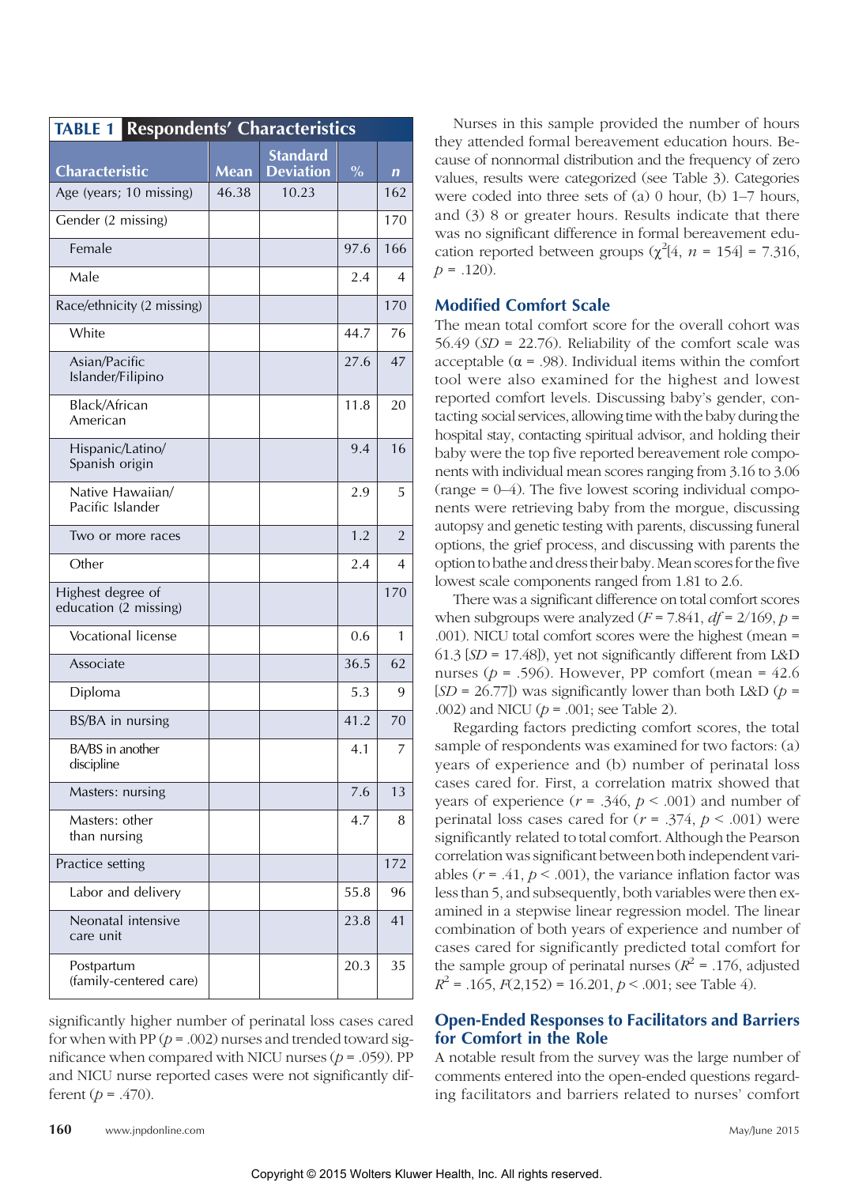**TABLE 1 Respondents' Characteristics**

| Characteristic | Mean | Standard Deviation | % | *n* |
|---|---|---|---|---|
| Age (years; 10 missing) | 46.38 | 10.23 | | 162 |
| Gender (2 missing) | | | | 170 |
| Female | | | 97.6 | 166 |
| Male | | | 2.4 | 4 |
| Race/ethnicity (2 missing) | | | | 170 |
| White | | | 44.7 | 76 |
| Asian/Pacific Islander/Filipino | | | 27.6 | 47 |
| Black/African American | | | 11.8 | 20 |
| Hispanic/Latino/Spanish origin | | | 9.4 | 16 |
| Native Hawaiian/Pacific Islander | | | 2.9 | 5 |
| Two or more races | | | 1.2 | 2 |
| Other | | | 2.4 | 4 |
| Highest degree of education (2 missing) | | | | 170 |
| Vocational license | | | 0.6 | 1 |
| Associate | | | 36.5 | 62 |
| Diploma | | | 5.3 | 9 |
| BS/BA in nursing | | | 41.2 | 70 |
| BA/BS in another discipline | | | 4.1 | 7 |
| Masters: nursing | | | 7.6 | 13 |
| Masters: other than nursing | | | 4.7 | 8 |
| Practice setting | | | | 172 |
| Labor and delivery | | | 55.8 | 96 |
| Neonatal intensive care unit | | | 23.8 | 41 |
| Postpartum (family-centered care) | | | 20.3 | 35 |

significantly higher number of perinatal loss cases cared for when with PP ($p = .002$) nurses and trended toward significance when compared with NICU nurses ($p = .059$). PP and NICU nurse reported cases were not significantly different ($p = .470$).

Nurses in this sample provided the number of hours they attended formal bereavement education hours. Because of nonnormal distribution and the frequency of zero values, results were categorized (see Table 3). Categories were coded into three sets of (a) 0 hour, (b) 1–7 hours, and (3) 8 or greater hours. Results indicate that there was no significant difference in formal bereavement education reported between groups ($\chi^2[4, n = 154] = 7.316$, $p = .120$).

## Modified Comfort Scale

The mean total comfort score for the overall cohort was 56.49 (*SD* = 22.76). Reliability of the comfort scale was acceptable ($\alpha = .98$). Individual items within the comfort tool were also examined for the highest and lowest reported comfort levels. Discussing baby's gender, contacting social services, allowing time with the baby during the hospital stay, contacting spiritual advisor, and holding their baby were the top five reported bereavement role components with individual mean scores ranging from 3.16 to 3.06 (range = 0–4). The five lowest scoring individual components were retrieving baby from the morgue, discussing autopsy and genetic testing with parents, discussing funeral options, the grief process, and discussing with parents the option to bathe and dress their baby. Mean scores for the five lowest scale components ranged from 1.81 to 2.6.

There was a significant difference on total comfort scores when subgroups were analyzed ($F = 7.841$, $df = 2/169$, $p = .001$). NICU total comfort scores were the highest (mean = 61.3 [*SD* = 17.48]), yet not significantly different from L&D nurses ($p = .596$). However, PP comfort (mean = 42.6 [*SD* = 26.77]) was significantly lower than both L&D ($p = .002$) and NICU ($p = .001$; see Table 2).

Regarding factors predicting comfort scores, the total sample of respondents was examined for two factors: (a) years of experience and (b) number of perinatal loss cases cared for. First, a correlation matrix showed that years of experience ($r = .346$, $p < .001$) and number of perinatal loss cases cared for ($r = .374$, $p < .001$) were significantly related to total comfort. Although the Pearson correlation was significant between both independent variables ($r = .41$, $p < .001$), the variance inflation factor was less than 5, and subsequently, both variables were then examined in a stepwise linear regression model. The linear combination of both years of experience and number of cases cared for significantly predicted total comfort for the sample group of perinatal nurses ($R^2 = .176$, adjusted $R^2 = .165$, $F(2,152) = 16.201$, $p < .001$; see Table 4).

## Open-Ended Responses to Facilitators and Barriers for Comfort in the Role

A notable result from the survey was the large number of comments entered into the open-ended questions regarding facilitators and barriers related to nurses' comfort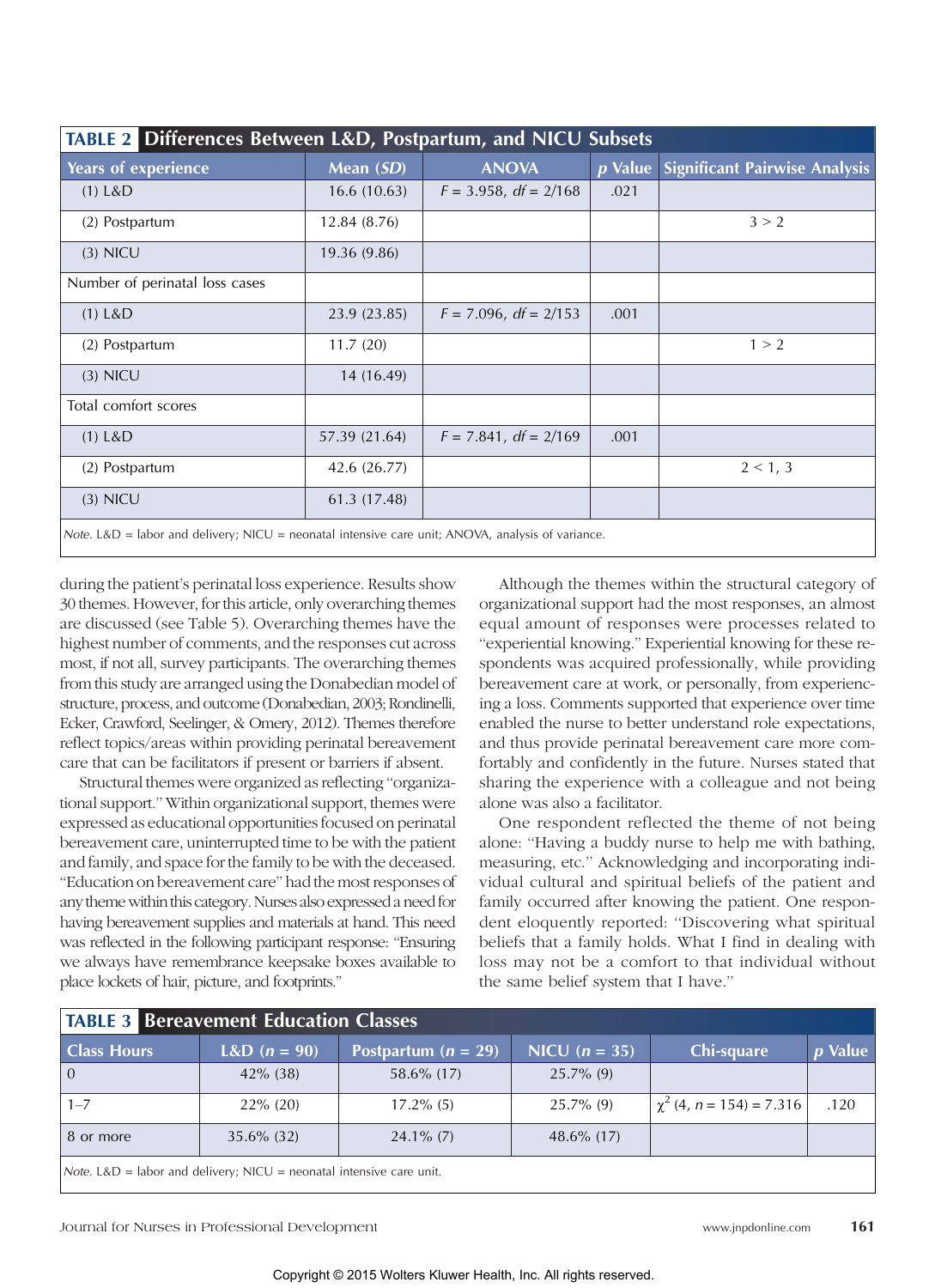**TABLE 2 Differences Between L&D, Postpartum, and NICU Subsets**

| Years of experience | Mean (*SD*) | ANOVA | *p* Value | Significant Pairwise Analysis |
|---|---|---|---|---|
| (1) L&D | 16.6 (10.63) | $F = 3.958$, $df = 2/168$ | .021 | |
| (2) Postpartum | 12.84 (8.76) | | | 3 > 2 |
| (3) NICU | 19.36 (9.86) | | | |
| Number of perinatal loss cases | | | | |
| (1) L&D | 23.9 (23.85) | $F = 7.096$, $df = 2/153$ | .001 | |
| (2) Postpartum | 11.7 (20) | | | 1 > 2 |
| (3) NICU | 14 (16.49) | | | |
| Total comfort scores | | | | |
| (1) L&D | 57.39 (21.64) | $F = 7.841$, $df = 2/169$ | .001 | |
| (2) Postpartum | 42.6 (26.77) | | | 2 < 1, 3 |
| (3) NICU | 61.3 (17.48) | | | |

*Note.* L&D = labor and delivery; NICU = neonatal intensive care unit; ANOVA, analysis of variance.

during the patient's perinatal loss experience. Results show 30 themes. However, for this article, only overarching themes are discussed (see Table 5). Overarching themes have the highest number of comments, and the responses cut across most, if not all, survey participants. The overarching themes from this study are arranged using the Donabedian model of structure, process, and outcome (Donabedian, 2003; Rondinelli, Ecker, Crawford, Seelinger, & Omery, 2012). Themes therefore reflect topics/areas within providing perinatal bereavement care that can be facilitators if present or barriers if absent.

Structural themes were organized as reflecting "organizational support." Within organizational support, themes were expressed as educational opportunities focused on perinatal bereavement care, uninterrupted time to be with the patient and family, and space for the family to be with the deceased. "Education on bereavement care" had the most responses of any theme within this category. Nurses also expressed a need for having bereavement supplies and materials at hand. This need was reflected in the following participant response: "Ensuring we always have remembrance keepsake boxes available to place lockets of hair, picture, and footprints."

Although the themes within the structural category of organizational support had the most responses, an almost equal amount of responses were processes related to "experiential knowing." Experiential knowing for these respondents was acquired professionally, while providing bereavement care at work, or personally, from experiencing a loss. Comments supported that experience over time enabled the nurse to better understand role expectations, and thus provide perinatal bereavement care more comfortably and confidently in the future. Nurses stated that sharing the experience with a colleague and not being alone was also a facilitator.

One respondent reflected the theme of not being alone: "Having a buddy nurse to help me with bathing, measuring, etc." Acknowledging and incorporating individual cultural and spiritual beliefs of the patient and family occurred after knowing the patient. One respondent eloquently reported: "Discovering what spiritual beliefs that a family holds. What I find in dealing with loss may not be a comfort to that individual without the same belief system that I have."

**TABLE 3 Bereavement Education Classes**

| Class Hours | L&D (*n* = 90) | Postpartum (*n* = 29) | NICU (*n* = 35) | Chi-square | *p* Value |
|---|---|---|---|---|---|
| 0 | 42% (38) | 58.6% (17) | 25.7% (9) | | |
| 1–7 | 22% (20) | 17.2% (5) | 25.7% (9) | $\chi^2$ (4, $n = 154$) = 7.316 | .120 |
| 8 or more | 35.6% (32) | 24.1% (7) | 48.6% (17) | | |

*Note.* L&D = labor and delivery; NICU = neonatal intensive care unit.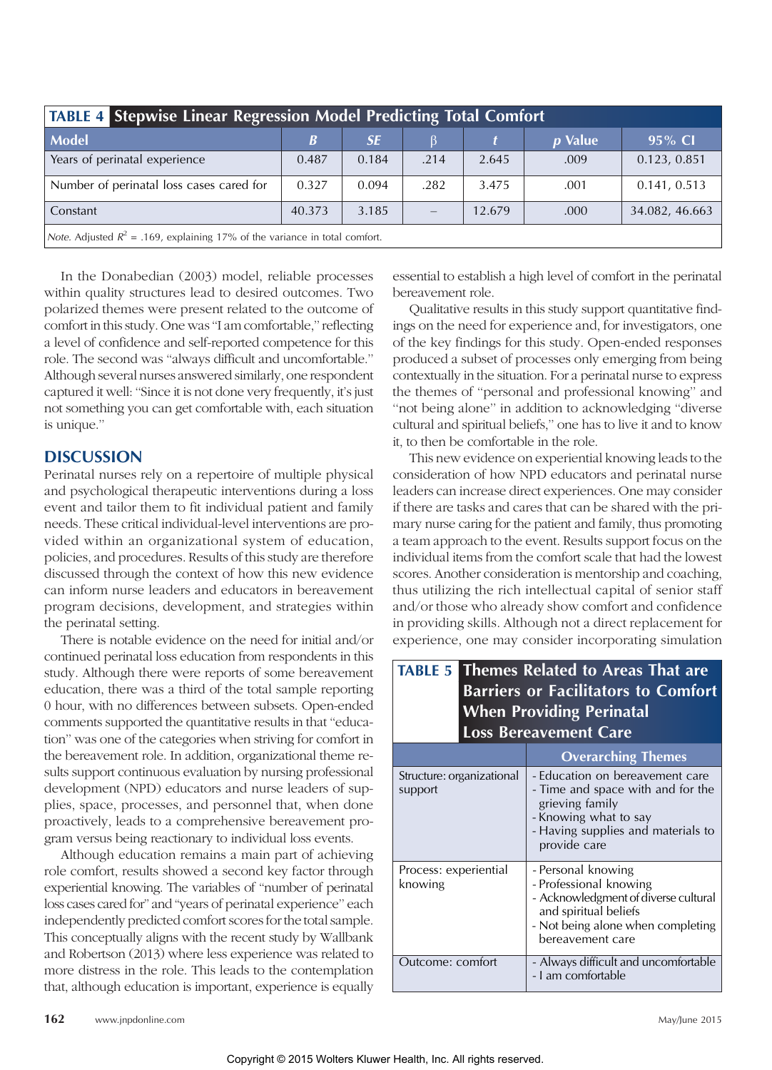**TABLE 4 Stepwise Linear Regression Model Predicting Total Comfort**

| Model | *B* | *SE* | β | *t* | *p* Value | 95% CI |
|---|---|---|---|---|---|---|
| Years of perinatal experience | 0.487 | 0.184 | .214 | 2.645 | .009 | 0.123, 0.851 |
| Number of perinatal loss cases cared for | 0.327 | 0.094 | .282 | 3.475 | .001 | 0.141, 0.513 |
| Constant | 40.373 | 3.185 | – | 12.679 | .000 | 34.082, 46.663 |

*Note.* Adjusted $R^2$ = .169, explaining 17% of the variance in total comfort.

In the Donabedian (2003) model, reliable processes within quality structures lead to desired outcomes. Two polarized themes were present related to the outcome of comfort in this study. One was "I am comfortable," reflecting a level of confidence and self-reported competence for this role. The second was "always difficult and uncomfortable." Although several nurses answered similarly, one respondent captured it well: "Since it is not done very frequently, it's just not something you can get comfortable with, each situation is unique."

## DISCUSSION

Perinatal nurses rely on a repertoire of multiple physical and psychological therapeutic interventions during a loss event and tailor them to fit individual patient and family needs. These critical individual-level interventions are provided within an organizational system of education, policies, and procedures. Results of this study are therefore discussed through the context of how this new evidence can inform nurse leaders and educators in bereavement program decisions, development, and strategies within the perinatal setting.

There is notable evidence on the need for initial and/or continued perinatal loss education from respondents in this study. Although there were reports of some bereavement education, there was a third of the total sample reporting 0 hour, with no differences between subsets. Open-ended comments supported the quantitative results in that "education" was one of the categories when striving for comfort in the bereavement role. In addition, organizational theme results support continuous evaluation by nursing professional development (NPD) educators and nurse leaders of supplies, space, processes, and personnel that, when done proactively, leads to a comprehensive bereavement program versus being reactionary to individual loss events.

Although education remains a main part of achieving role comfort, results showed a second key factor through experiential knowing. The variables of "number of perinatal loss cases cared for" and "years of perinatal experience" each independently predicted comfort scores for the total sample. This conceptually aligns with the recent study by Wallbank and Robertson (2013) where less experience was related to more distress in the role. This leads to the contemplation that, although education is important, experience is equally essential to establish a high level of comfort in the perinatal bereavement role.

Qualitative results in this study support quantitative findings on the need for experience and, for investigators, one of the key findings for this study. Open-ended responses produced a subset of processes only emerging from being contextually in the situation. For a perinatal nurse to express the themes of "personal and professional knowing" and "not being alone" in addition to acknowledging "diverse cultural and spiritual beliefs," one has to live it and to know it, to then be comfortable in the role.

This new evidence on experiential knowing leads to the consideration of how NPD educators and perinatal nurse leaders can increase direct experiences. One may consider if there are tasks and cares that can be shared with the primary nurse caring for the patient and family, thus promoting a team approach to the event. Results support focus on the individual items from the comfort scale that had the lowest scores. Another consideration is mentorship and coaching, thus utilizing the rich intellectual capital of senior staff and/or those who already show comfort and confidence in providing skills. Although not a direct replacement for experience, one may consider incorporating simulation

**TABLE 5 Themes Related to Areas That are Barriers or Facilitators to Comfort When Providing Perinatal Loss Bereavement Care**

| | Overarching Themes |
|---|---|
| Structure: organizational support | - Education on bereavement care<br>- Time and space with and for the grieving family<br>- Knowing what to say<br>- Having supplies and materials to provide care |
| Process: experiential knowing | - Personal knowing<br>- Professional knowing<br>- Acknowledgment of diverse cultural and spiritual beliefs<br>- Not being alone when completing bereavement care |
| Outcome: comfort | - Always difficult and uncomfortable<br>- I am comfortable |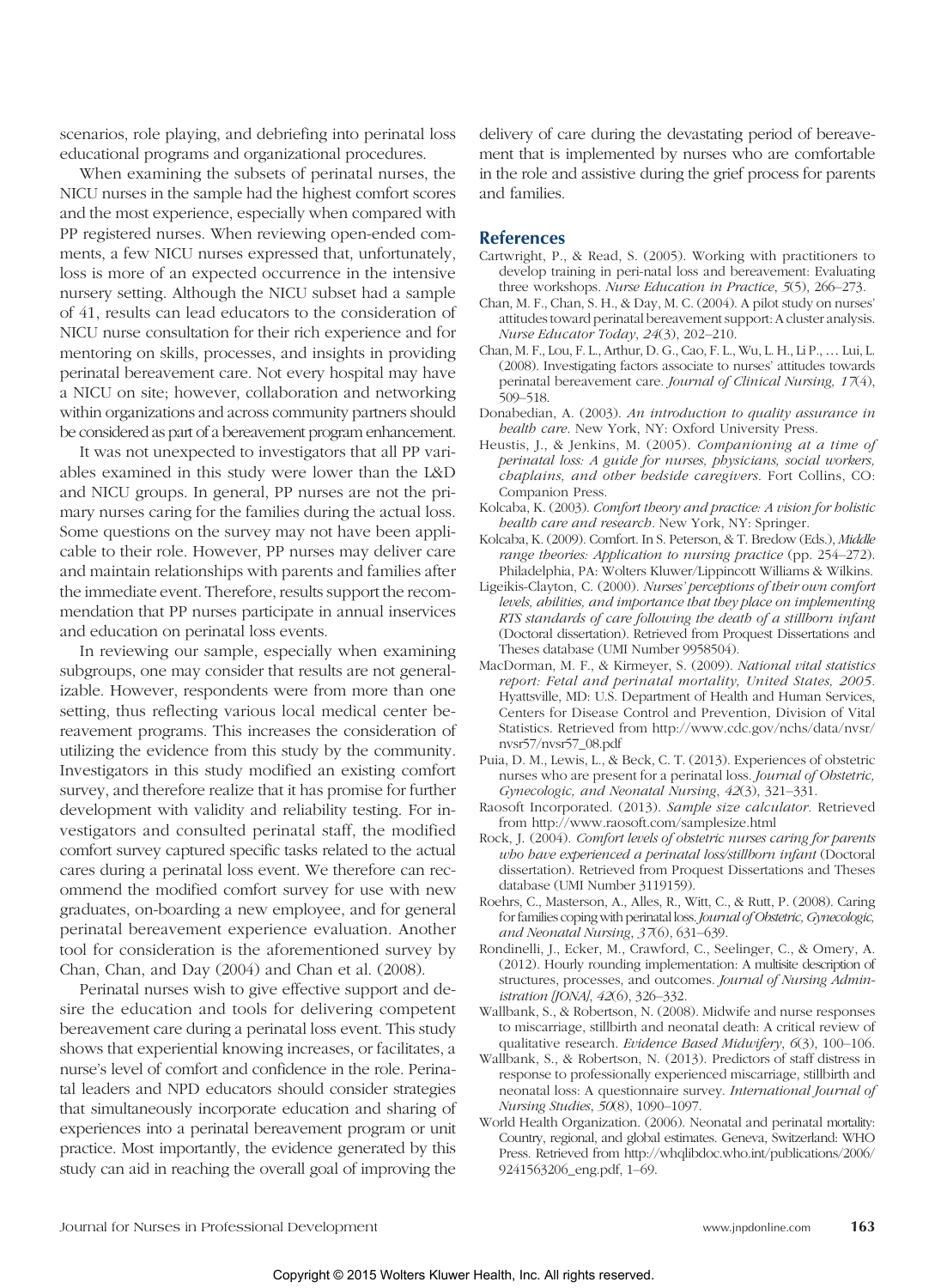scenarios, role playing, and debriefing into perinatal loss educational programs and organizational procedures.

When examining the subsets of perinatal nurses, the NICU nurses in the sample had the highest comfort scores and the most experience, especially when compared with PP registered nurses. When reviewing open-ended comments, a few NICU nurses expressed that, unfortunately, loss is more of an expected occurrence in the intensive nursery setting. Although the NICU subset had a sample of 41, results can lead educators to the consideration of NICU nurse consultation for their rich experience and for mentoring on skills, processes, and insights in providing perinatal bereavement care. Not every hospital may have a NICU on site; however, collaboration and networking within organizations and across community partners should be considered as part of a bereavement program enhancement.

It was not unexpected to investigators that all PP variables examined in this study were lower than the L&D and NICU groups. In general, PP nurses are not the primary nurses caring for the families during the actual loss. Some questions on the survey may not have been applicable to their role. However, PP nurses may deliver care and maintain relationships with parents and families after the immediate event. Therefore, results support the recommendation that PP nurses participate in annual inservices and education on perinatal loss events.

In reviewing our sample, especially when examining subgroups, one may consider that results are not generalizable. However, respondents were from more than one setting, thus reflecting various local medical center bereavement programs. This increases the consideration of utilizing the evidence from this study by the community. Investigators in this study modified an existing comfort survey, and therefore realize that it has promise for further development with validity and reliability testing. For investigators and consulted perinatal staff, the modified comfort survey captured specific tasks related to the actual cares during a perinatal loss event. We therefore can recommend the modified comfort survey for use with new graduates, on-boarding a new employee, and for general perinatal bereavement experience evaluation. Another tool for consideration is the aforementioned survey by Chan, Chan, and Day (2004) and Chan et al. (2008).

Perinatal nurses wish to give effective support and desire the education and tools for delivering competent bereavement care during a perinatal loss event. This study shows that experiential knowing increases, or facilitates, a nurse's level of comfort and confidence in the role. Perinatal leaders and NPD educators should consider strategies that simultaneously incorporate education and sharing of experiences into a perinatal bereavement program or unit practice. Most importantly, the evidence generated by this study can aid in reaching the overall goal of improving the delivery of care during the devastating period of bereavement that is implemented by nurses who are comfortable in the role and assistive during the grief process for parents and families.

## References

Cartwright, P., & Read, S. (2005). Working with practitioners to develop training in peri-natal loss and bereavement: Evaluating three workshops. *Nurse Education in Practice*, *5*(5), 266–273.

Chan, M. F., Chan, S. H., & Day, M. C. (2004). A pilot study on nurses' attitudes toward perinatal bereavement support: A cluster analysis. *Nurse Educator Today*, *24*(3), 202–210.

Chan, M. F., Lou, F. L., Arthur, D. G., Cao, F. L., Wu, L. H., Li P., … Lui, L. (2008). Investigating factors associate to nurses' attitudes towards perinatal bereavement care. *Journal of Clinical Nursing*, *17*(4), 509–518.

Donabedian, A. (2003). *An introduction to quality assurance in health care*. New York, NY: Oxford University Press.

Heustis, J., & Jenkins, M. (2005). *Companioning at a time of perinatal loss: A guide for nurses, physicians, social workers, chaplains, and other bedside caregivers*. Fort Collins, CO: Companion Press.

Kolcaba, K. (2003). *Comfort theory and practice: A vision for holistic health care and research*. New York, NY: Springer.

Kolcaba, K. (2009). Comfort. In S. Peterson, & T. Bredow (Eds.), *Middle range theories: Application to nursing practice* (pp. 254–272). Philadelphia, PA: Wolters Kluwer/Lippincott Williams & Wilkins.

Ligeikis-Clayton, C. (2000). *Nurses' perceptions of their own comfort levels, abilities, and importance that they place on implementing RTS standards of care following the death of a stillborn infant* (Doctoral dissertation). Retrieved from Proquest Dissertations and Theses database (UMI Number 9958504).

MacDorman, M. F., & Kirmeyer, S. (2009). *National vital statistics report: Fetal and perinatal mortality, United States, 2005*. Hyattsville, MD: U.S. Department of Health and Human Services, Centers for Disease Control and Prevention, Division of Vital Statistics. Retrieved from http://www.cdc.gov/nchs/data/nvsr/nvsr57/nvsr57_08.pdf

Puia, D. M., Lewis, L., & Beck, C. T. (2013). Experiences of obstetric nurses who are present for a perinatal loss. *Journal of Obstetric, Gynecologic, and Neonatal Nursing*, *42*(3), 321–331.

Raosoft Incorporated. (2013). *Sample size calculator*. Retrieved from http://www.raosoft.com/samplesize.html

Rock, J. (2004). *Comfort levels of obstetric nurses caring for parents who have experienced a perinatal loss/stillborn infant* (Doctoral dissertation). Retrieved from Proquest Dissertations and Theses database (UMI Number 3119159).

Roehrs, C., Masterson, A., Alles, R., Witt, C., & Rutt, P. (2008). Caring for families coping with perinatal loss. *Journal of Obstetric, Gynecologic, and Neonatal Nursing*, *37*(6), 631–639.

Rondinelli, J., Ecker, M., Crawford, C., Seelinger, C., & Omery, A. (2012). Hourly rounding implementation: A multisite description of structures, processes, and outcomes. *Journal of Nursing Administration [JONA]*, *42*(6), 326–332.

Wallbank, S., & Robertson, N. (2008). Midwife and nurse responses to miscarriage, stillbirth and neonatal death: A critical review of qualitative research. *Evidence Based Midwifery*, *6*(3), 100–106.

Wallbank, S., & Robertson, N. (2013). Predictors of staff distress in response to professionally experienced miscarriage, stillbirth and neonatal loss: A questionnaire survey. *International Journal of Nursing Studies*, *50*(8), 1090–1097.

World Health Organization. (2006). Neonatal and perinatal mortality: Country, regional, and global estimates. Geneva, Switzerland: WHO Press. Retrieved from http://whqlibdoc.who.int/publications/2006/9241563206_eng.pdf, 1–69.